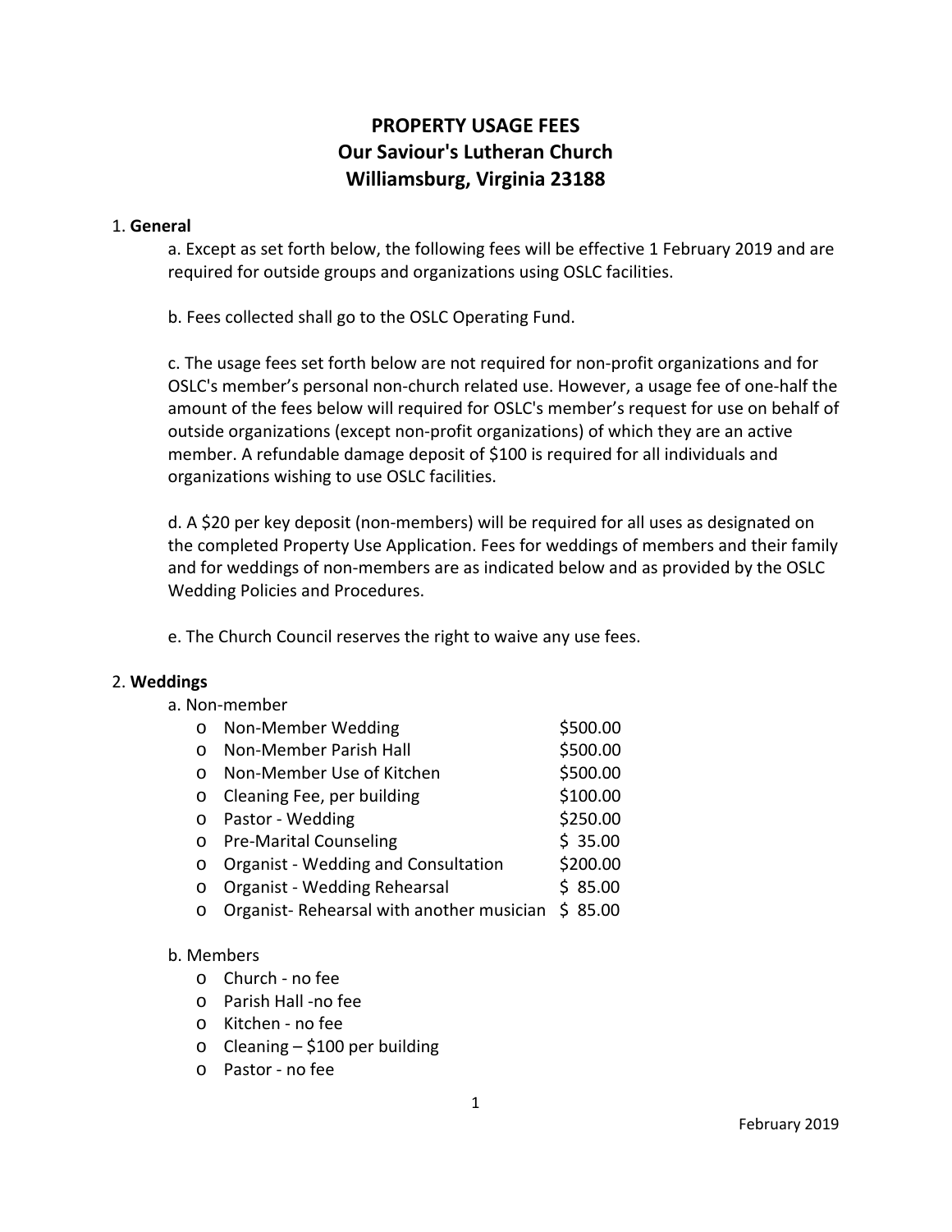# PROPERTY USAGE FEES
# Our Saviour's Lutheran Church
# Williamsburg, Virginia 23188

1. **General**

   a. Except as set forth below, the following fees will be effective 1 February 2019 and are required for outside groups and organizations using OSLC facilities.

   b. Fees collected shall go to the OSLC Operating Fund.

   c. The usage fees set forth below are not required for non-profit organizations and for OSLC's member's personal non-church related use. However, a usage fee of one-half the amount of the fees below will required for OSLC's member's request for use on behalf of outside organizations (except non-profit organizations) of which they are an active member. A refundable damage deposit of $100 is required for all individuals and organizations wishing to use OSLC facilities.

   d. A $20 per key deposit (non-members) will be required for all uses as designated on the completed Property Use Application. Fees for weddings of members and their family and for weddings of non-members are as indicated below and as provided by the OSLC Wedding Policies and Procedures.

   e. The Church Council reserves the right to waive any use fees.

2. **Weddings**

   a. Non-member

| Item | Fee |
| --- | --- |
| Non-Member Wedding | $500.00 |
| Non-Member Parish Hall | $500.00 |
| Non-Member Use of Kitchen | $500.00 |
| Cleaning Fee, per building | $100.00 |
| Pastor - Wedding | $250.00 |
| Pre-Marital Counseling | $ 35.00 |
| Organist - Wedding and Consultation | $200.00 |
| Organist - Wedding Rehearsal | $ 85.00 |
| Organist- Rehearsal with another musician | $ 85.00 |

   b. Members

   - Church - no fee
   - Parish Hall -no fee
   - Kitchen - no fee
   - Cleaning – $100 per building
   - Pastor - no fee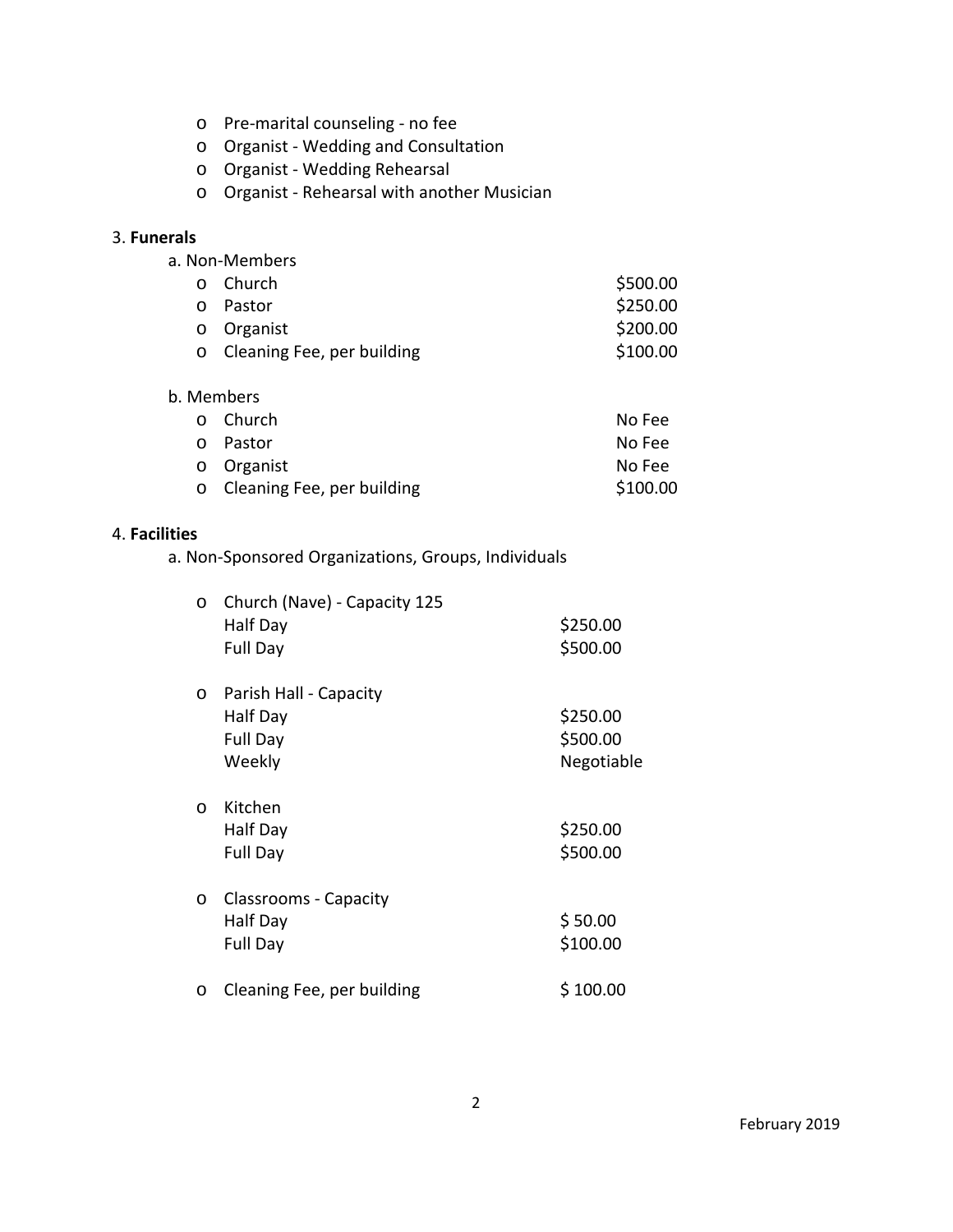- Pre-marital counseling - no fee
- Organist - Wedding and Consultation
- Organist - Wedding Rehearsal
- Organist - Rehearsal with another Musician

3. **Funerals**

a. Non-Members

| | |
|---|---|
| Church | $500.00 |
| Pastor | $250.00 |
| Organist | $200.00 |
| Cleaning Fee, per building | $100.00 |

b. Members

| | |
|---|---|
| Church | No Fee |
| Pastor | No Fee |
| Organist | No Fee |
| Cleaning Fee, per building | $100.00 |

4. **Facilities**

a. Non-Sponsored Organizations, Groups, Individuals

| | |
|---|---|
| Church (Nave) - Capacity 125 | |
| Half Day | $250.00 |
| Full Day | $500.00 |
| Parish Hall - Capacity | |
| Half Day | $250.00 |
| Full Day | $500.00 |
| Weekly | Negotiable |
| Kitchen | |
| Half Day | $250.00 |
| Full Day | $500.00 |
| Classrooms - Capacity | |
| Half Day | $ 50.00 |
| Full Day | $100.00 |
| Cleaning Fee, per building | $ 100.00 |

February 2019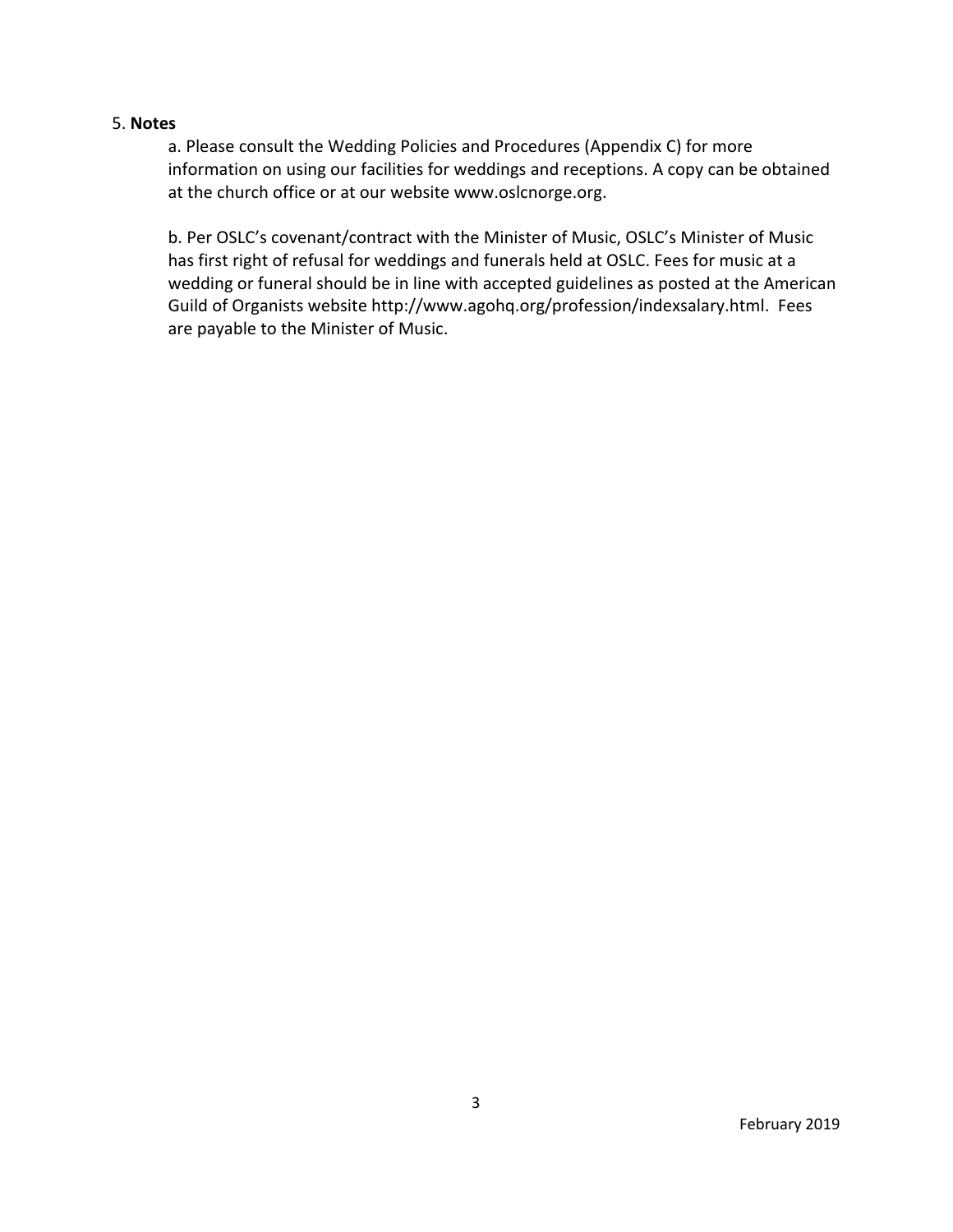5. **Notes**

a. Please consult the Wedding Policies and Procedures (Appendix C) for more information on using our facilities for weddings and receptions. A copy can be obtained at the church office or at our website www.oslcnorge.org.

b. Per OSLC's covenant/contract with the Minister of Music, OSLC's Minister of Music has first right of refusal for weddings and funerals held at OSLC. Fees for music at a wedding or funeral should be in line with accepted guidelines as posted at the American Guild of Organists website http://www.agohq.org/profession/indexsalary.html. Fees are payable to the Minister of Music.

February 2019